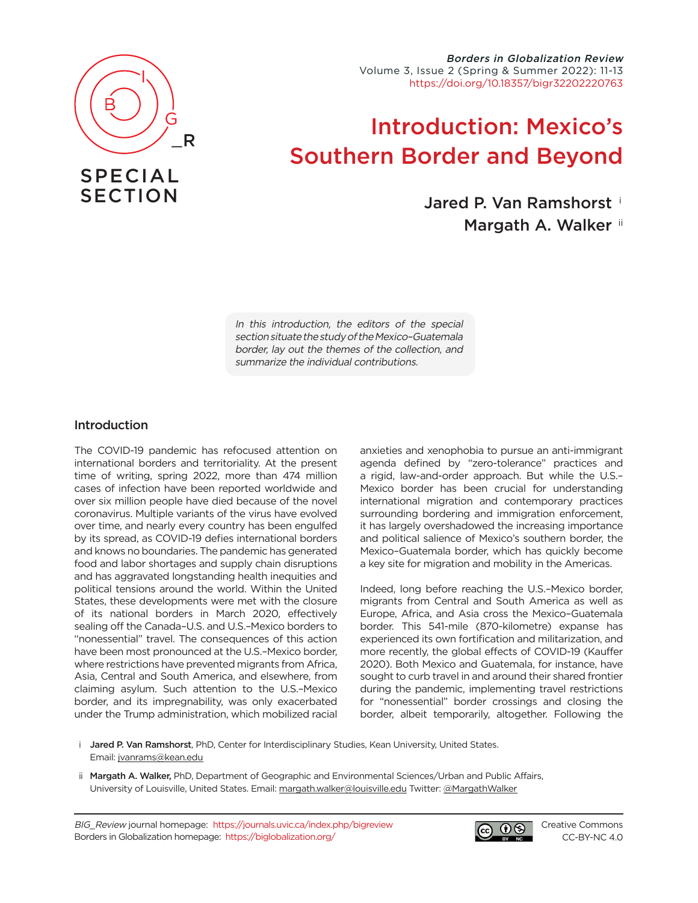SPECIAL SECTION

# Introduction: Mexico's Southern Border and Beyond

Jared P. Van Ramshorst [i]
Margath A. Walker [ii]

*In this introduction, the editors of the special section situate the study of the Mexico–Guatemala border, lay out the themes of the collection, and summarize the individual contributions.*

## Introduction

The COVID-19 pandemic has refocused attention on international borders and territoriality. At the present time of writing, spring 2022, more than 474 million cases of infection have been reported worldwide and over six million people have died because of the novel coronavirus. Multiple variants of the virus have evolved over time, and nearly every country has been engulfed by its spread, as COVID-19 defies international borders and knows no boundaries. The pandemic has generated food and labor shortages and supply chain disruptions and has aggravated longstanding health inequities and political tensions around the world. Within the United States, these developments were met with the closure of its national borders in March 2020, effectively sealing off the Canada–U.S. and U.S.–Mexico borders to "nonessential" travel. The consequences of this action have been most pronounced at the U.S.–Mexico border, where restrictions have prevented migrants from Africa, Asia, Central and South America, and elsewhere, from claiming asylum. Such attention to the U.S.–Mexico border, and its impregnability, was only exacerbated under the Trump administration, which mobilized racial anxieties and xenophobia to pursue an anti-immigrant agenda defined by "zero-tolerance" practices and a rigid, law-and-order approach. But while the U.S.–Mexico border has been crucial for understanding international migration and contemporary practices surrounding bordering and immigration enforcement, it has largely overshadowed the increasing importance and political salience of Mexico's southern border, the Mexico–Guatemala border, which has quickly become a key site for migration and mobility in the Americas.

Indeed, long before reaching the U.S.–Mexico border, migrants from Central and South America as well as Europe, Africa, and Asia cross the Mexico–Guatemala border. This 541-mile (870-kilometre) expanse has experienced its own fortification and militarization, and more recently, the global effects of COVID-19 (Kauffer 2020). Both Mexico and Guatemala, for instance, have sought to curb travel in and around their shared frontier during the pandemic, implementing travel restrictions for "nonessential" border crossings and closing the border, albeit temporarily, altogether. Following the

i Jared P. Van Ramshorst, PhD, Center for Interdisciplinary Studies, Kean University, United States. Email: jvanrams@kean.edu

ii Margath A. Walker, PhD, Department of Geographic and Environmental Sciences/Urban and Public Affairs, University of Louisville, United States. Email: margath.walker@louisville.edu Twitter: @MargathWalker

*BIG_Review* journal homepage: https://journals.uvic.ca/index.php/bigreview
Borders in Globalization homepage: https://biglobalization.org/

Creative Commons CC-BY-NC 4.0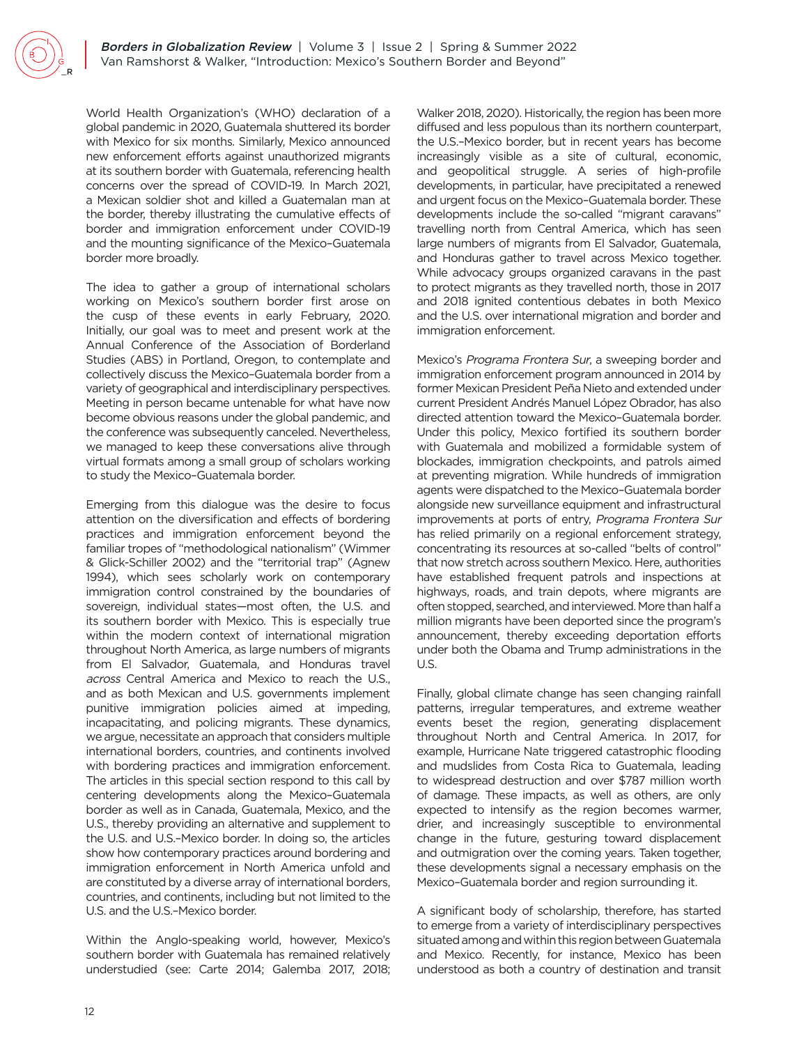World Health Organization's (WHO) declaration of a global pandemic in 2020, Guatemala shuttered its border with Mexico for six months. Similarly, Mexico announced new enforcement efforts against unauthorized migrants at its southern border with Guatemala, referencing health concerns over the spread of COVID-19. In March 2021, a Mexican soldier shot and killed a Guatemalan man at the border, thereby illustrating the cumulative effects of border and immigration enforcement under COVID-19 and the mounting significance of the Mexico–Guatemala border more broadly.

The idea to gather a group of international scholars working on Mexico's southern border first arose on the cusp of these events in early February, 2020. Initially, our goal was to meet and present work at the Annual Conference of the Association of Borderland Studies (ABS) in Portland, Oregon, to contemplate and collectively discuss the Mexico–Guatemala border from a variety of geographical and interdisciplinary perspectives. Meeting in person became untenable for what have now become obvious reasons under the global pandemic, and the conference was subsequently canceled. Nevertheless, we managed to keep these conversations alive through virtual formats among a small group of scholars working to study the Mexico–Guatemala border.

Emerging from this dialogue was the desire to focus attention on the diversification and effects of bordering practices and immigration enforcement beyond the familiar tropes of "methodological nationalism" (Wimmer & Glick-Schiller 2002) and the "territorial trap" (Agnew 1994), which sees scholarly work on contemporary immigration control constrained by the boundaries of sovereign, individual states—most often, the U.S. and its southern border with Mexico. This is especially true within the modern context of international migration throughout North America, as large numbers of migrants from El Salvador, Guatemala, and Honduras travel *across* Central America and Mexico to reach the U.S., and as both Mexican and U.S. governments implement punitive immigration policies aimed at impeding, incapacitating, and policing migrants. These dynamics, we argue, necessitate an approach that considers multiple international borders, countries, and continents involved with bordering practices and immigration enforcement. The articles in this special section respond to this call by centering developments along the Mexico–Guatemala border as well as in Canada, Guatemala, Mexico, and the U.S., thereby providing an alternative and supplement to the U.S. and U.S.–Mexico border. In doing so, the articles show how contemporary practices around bordering and immigration enforcement in North America unfold and are constituted by a diverse array of international borders, countries, and continents, including but not limited to the U.S. and the U.S.–Mexico border.

Within the Anglo-speaking world, however, Mexico's southern border with Guatemala has remained relatively understudied (see: Carte 2014; Galemba 2017, 2018; Walker 2018, 2020). Historically, the region has been more diffused and less populous than its northern counterpart, the U.S.–Mexico border, but in recent years has become increasingly visible as a site of cultural, economic, and geopolitical struggle. A series of high-profile developments, in particular, have precipitated a renewed and urgent focus on the Mexico–Guatemala border. These developments include the so-called "migrant caravans" travelling north from Central America, which has seen large numbers of migrants from El Salvador, Guatemala, and Honduras gather to travel across Mexico together. While advocacy groups organized caravans in the past to protect migrants as they travelled north, those in 2017 and 2018 ignited contentious debates in both Mexico and the U.S. over international migration and border and immigration enforcement.

Mexico's *Programa Frontera Sur*, a sweeping border and immigration enforcement program announced in 2014 by former Mexican President Peña Nieto and extended under current President Andrés Manuel López Obrador, has also directed attention toward the Mexico–Guatemala border. Under this policy, Mexico fortified its southern border with Guatemala and mobilized a formidable system of blockades, immigration checkpoints, and patrols aimed at preventing migration. While hundreds of immigration agents were dispatched to the Mexico–Guatemala border alongside new surveillance equipment and infrastructural improvements at ports of entry, *Programa Frontera Sur* has relied primarily on a regional enforcement strategy, concentrating its resources at so-called "belts of control" that now stretch across southern Mexico. Here, authorities have established frequent patrols and inspections at highways, roads, and train depots, where migrants are often stopped, searched, and interviewed. More than half a million migrants have been deported since the program's announcement, thereby exceeding deportation efforts under both the Obama and Trump administrations in the U.S.

Finally, global climate change has seen changing rainfall patterns, irregular temperatures, and extreme weather events beset the region, generating displacement throughout North and Central America. In 2017, for example, Hurricane Nate triggered catastrophic flooding and mudslides from Costa Rica to Guatemala, leading to widespread destruction and over $787 million worth of damage. These impacts, as well as others, are only expected to intensify as the region becomes warmer, drier, and increasingly susceptible to environmental change in the future, gesturing toward displacement and outmigration over the coming years. Taken together, these developments signal a necessary emphasis on the Mexico–Guatemala border and region surrounding it.

A significant body of scholarship, therefore, has started to emerge from a variety of interdisciplinary perspectives situated among and within this region between Guatemala and Mexico. Recently, for instance, Mexico has been understood as both a country of destination and transit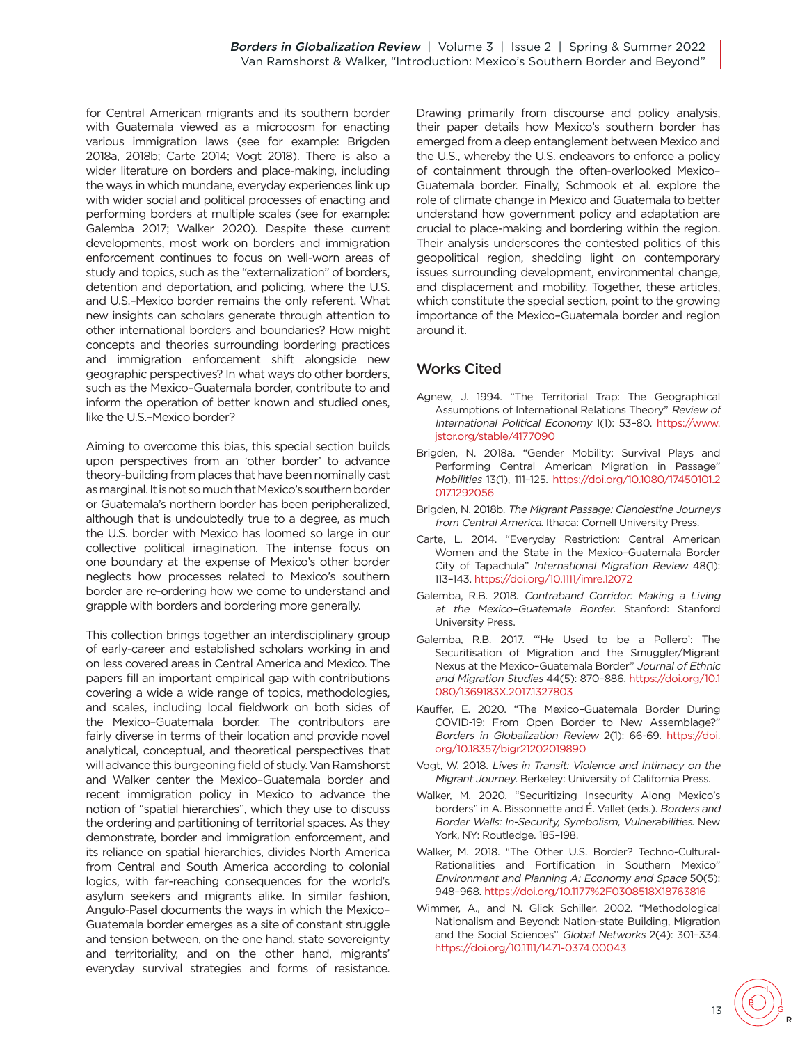for Central American migrants and its southern border with Guatemala viewed as a microcosm for enacting various immigration laws (see for example: Brigden 2018a, 2018b; Carte 2014; Vogt 2018). There is also a wider literature on borders and place-making, including the ways in which mundane, everyday experiences link up with wider social and political processes of enacting and performing borders at multiple scales (see for example: Galemba 2017; Walker 2020). Despite these current developments, most work on borders and immigration enforcement continues to focus on well-worn areas of study and topics, such as the "externalization" of borders, detention and deportation, and policing, where the U.S. and U.S.–Mexico border remains the only referent. What new insights can scholars generate through attention to other international borders and boundaries? How might concepts and theories surrounding bordering practices and immigration enforcement shift alongside new geographic perspectives? In what ways do other borders, such as the Mexico–Guatemala border, contribute to and inform the operation of better known and studied ones, like the U.S.–Mexico border?

Aiming to overcome this bias, this special section builds upon perspectives from an 'other border' to advance theory-building from places that have been nominally cast as marginal. It is not so much that Mexico's southern border or Guatemala's northern border has been peripheralized, although that is undoubtedly true to a degree, as much the U.S. border with Mexico has loomed so large in our collective political imagination. The intense focus on one boundary at the expense of Mexico's other border neglects how processes related to Mexico's southern border are re-ordering how we come to understand and grapple with borders and bordering more generally.

This collection brings together an interdisciplinary group of early-career and established scholars working in and on less covered areas in Central America and Mexico. The papers fill an important empirical gap with contributions covering a wide a wide range of topics, methodologies, and scales, including local fieldwork on both sides of the Mexico–Guatemala border. The contributors are fairly diverse in terms of their location and provide novel analytical, conceptual, and theoretical perspectives that will advance this burgeoning field of study. Van Ramshorst and Walker center the Mexico–Guatemala border and recent immigration policy in Mexico to advance the notion of "spatial hierarchies", which they use to discuss the ordering and partitioning of territorial spaces. As they demonstrate, border and immigration enforcement, and its reliance on spatial hierarchies, divides North America from Central and South America according to colonial logics, with far-reaching consequences for the world's asylum seekers and migrants alike. In similar fashion, Angulo-Pasel documents the ways in which the Mexico–Guatemala border emerges as a site of constant struggle and tension between, on the one hand, state sovereignty and territoriality, and on the other hand, migrants' everyday survival strategies and forms of resistance. Drawing primarily from discourse and policy analysis, their paper details how Mexico's southern border has emerged from a deep entanglement between Mexico and the U.S., whereby the U.S. endeavors to enforce a policy of containment through the often-overlooked Mexico–Guatemala border. Finally, Schmook et al. explore the role of climate change in Mexico and Guatemala to better understand how government policy and adaptation are crucial to place-making and bordering within the region. Their analysis underscores the contested politics of this geopolitical region, shedding light on contemporary issues surrounding development, environmental change, and displacement and mobility. Together, these articles, which constitute the special section, point to the growing importance of the Mexico–Guatemala border and region around it.

## Works Cited

Agnew, J. 1994. "The Territorial Trap: The Geographical Assumptions of International Relations Theory" *Review of International Political Economy* 1(1): 53–80. https://www.jstor.org/stable/4177090

Brigden, N. 2018a. "Gender Mobility: Survival Plays and Performing Central American Migration in Passage" *Mobilities* 13(1), 111–125. https://doi.org/10.1080/17450101.2017.1292056

Brigden, N. 2018b. *The Migrant Passage: Clandestine Journeys from Central America*. Ithaca: Cornell University Press.

Carte, L. 2014. "Everyday Restriction: Central American Women and the State in the Mexico–Guatemala Border City of Tapachula" *International Migration Review* 48(1): 113–143. https://doi.org/10.1111/imre.12072

Galemba, R.B. 2018. *Contraband Corridor: Making a Living at the Mexico–Guatemala Border*. Stanford: Stanford University Press.

Galemba, R.B. 2017. "'He Used to be a Pollero': The Securitisation of Migration and the Smuggler/Migrant Nexus at the Mexico–Guatemala Border" *Journal of Ethnic and Migration Studies* 44(5): 870–886. https://doi.org/10.1080/1369183X.2017.1327803

Kauffer, E. 2020. "The Mexico–Guatemala Border During COVID-19: From Open Border to New Assemblage?" *Borders in Globalization Review* 2(1): 66-69. https://doi.org/10.18357/bigr21202019890

Vogt, W. 2018. *Lives in Transit: Violence and Intimacy on the Migrant Journey*. Berkeley: University of California Press.

Walker, M. 2020. "Securitizing Insecurity Along Mexico's borders" in A. Bissonnette and É. Vallet (eds.). *Borders and Border Walls: In-Security, Symbolism, Vulnerabilities*. New York, NY: Routledge. 185–198.

Walker, M. 2018. "The Other U.S. Border? Techno-Cultural-Rationalities and Fortification in Southern Mexico" *Environment and Planning A: Economy and Space* 50(5): 948–968. https://doi.org/10.1177%2F0308518X18763816

Wimmer, A., and N. Glick Schiller. 2002. "Methodological Nationalism and Beyond: Nation-state Building, Migration and the Social Sciences" *Global Networks* 2(4): 301–334. https://doi.org/10.1111/1471-0374.00043